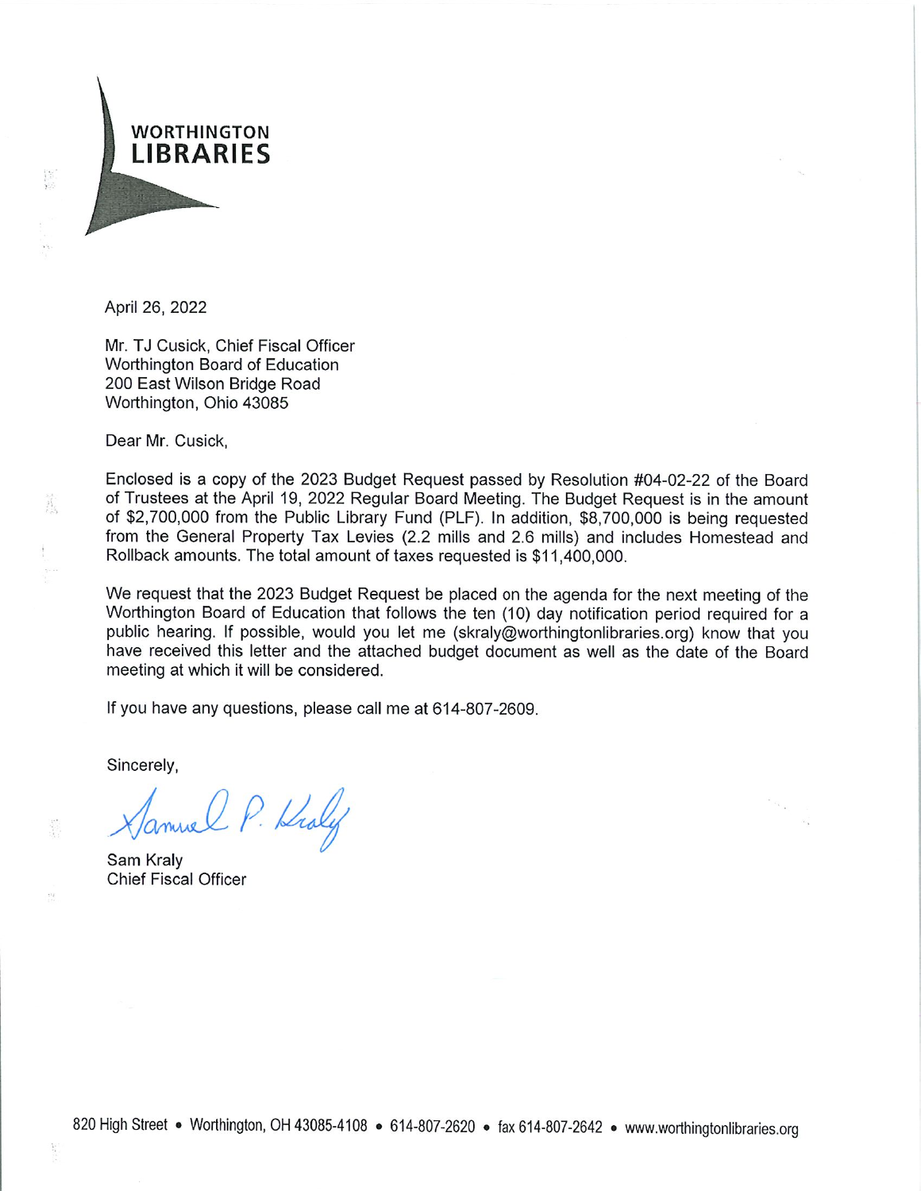WORTHINGTON
**LIBRARIES**

April 26, 2022

Mr. TJ Cusick, Chief Fiscal Officer
Worthington Board of Education
200 East Wilson Bridge Road
Worthington, Ohio 43085

Dear Mr. Cusick,

Enclosed is a copy of the 2023 Budget Request passed by Resolution #04-02-22 of the Board of Trustees at the April 19, 2022 Regular Board Meeting. The Budget Request is in the amount of $2,700,000 from the Public Library Fund (PLF). In addition, $8,700,000 is being requested from the General Property Tax Levies (2.2 mills and 2.6 mills) and includes Homestead and Rollback amounts. The total amount of taxes requested is $11,400,000.

We request that the 2023 Budget Request be placed on the agenda for the next meeting of the Worthington Board of Education that follows the ten (10) day notification period required for a public hearing. If possible, would you let me (skraly@worthingtonlibraries.org) know that you have received this letter and the attached budget document as well as the date of the Board meeting at which it will be considered.

If you have any questions, please call me at 614-807-2609.

Sincerely,

Samuel P. Kraly

Sam Kraly
Chief Fiscal Officer

820 High Street • Worthington, OH 43085-4108 • 614-807-2620 • fax 614-807-2642 • www.worthingtonlibraries.org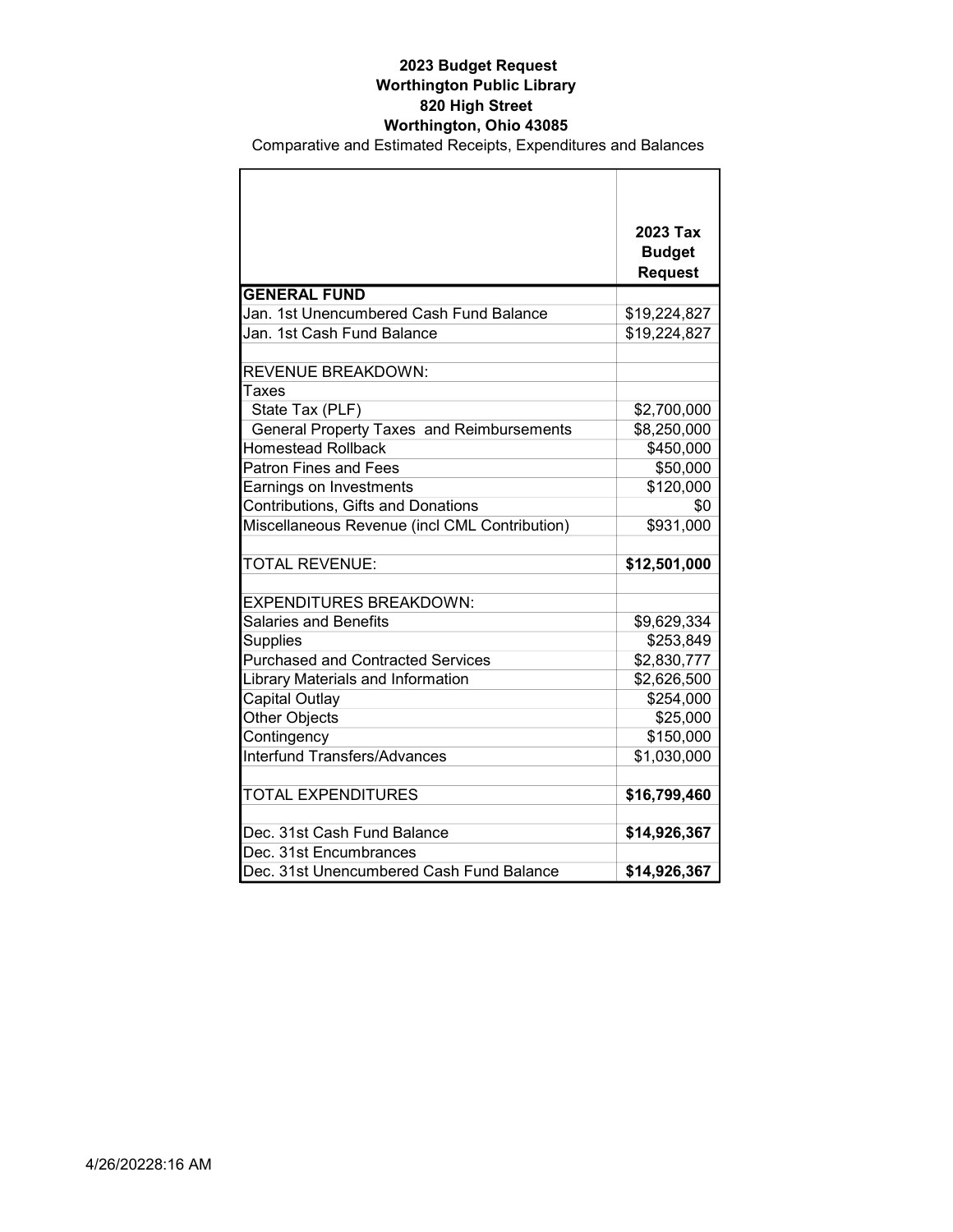**2023 Budget Request**
**Worthington Public Library**
**820 High Street**
**Worthington, Ohio 43085**

Comparative and Estimated Receipts, Expenditures and Balances

| | **2023 Tax Budget Request** |
|---|---|
| **GENERAL FUND** | |
| Jan. 1st Unencumbered Cash Fund Balance | $19,224,827 |
| Jan. 1st Cash Fund Balance | $19,224,827 |
| | |
| REVENUE BREAKDOWN: | |
| Taxes | |
| State Tax (PLF) | $2,700,000 |
| General Property Taxes and Reimbursements | $8,250,000 |
| Homestead Rollback | $450,000 |
| Patron Fines and Fees | $50,000 |
| Earnings on Investments | $120,000 |
| Contributions, Gifts and Donations | $0 |
| Miscellaneous Revenue (incl CML Contribution) | $931,000 |
| | |
| TOTAL REVENUE: | **$12,501,000** |
| | |
| EXPENDITURES BREAKDOWN: | |
| Salaries and Benefits | $9,629,334 |
| Supplies | $253,849 |
| Purchased and Contracted Services | $2,830,777 |
| Library Materials and Information | $2,626,500 |
| Capital Outlay | $254,000 |
| Other Objects | $25,000 |
| Contingency | $150,000 |
| Interfund Transfers/Advances | $1,030,000 |
| | |
| TOTAL EXPENDITURES | **$16,799,460** |
| | |
| Dec. 31st Cash Fund Balance | **$14,926,367** |
| Dec. 31st Encumbrances | |
| Dec. 31st Unencumbered Cash Fund Balance | **$14,926,367** |

4/26/20228:16 AM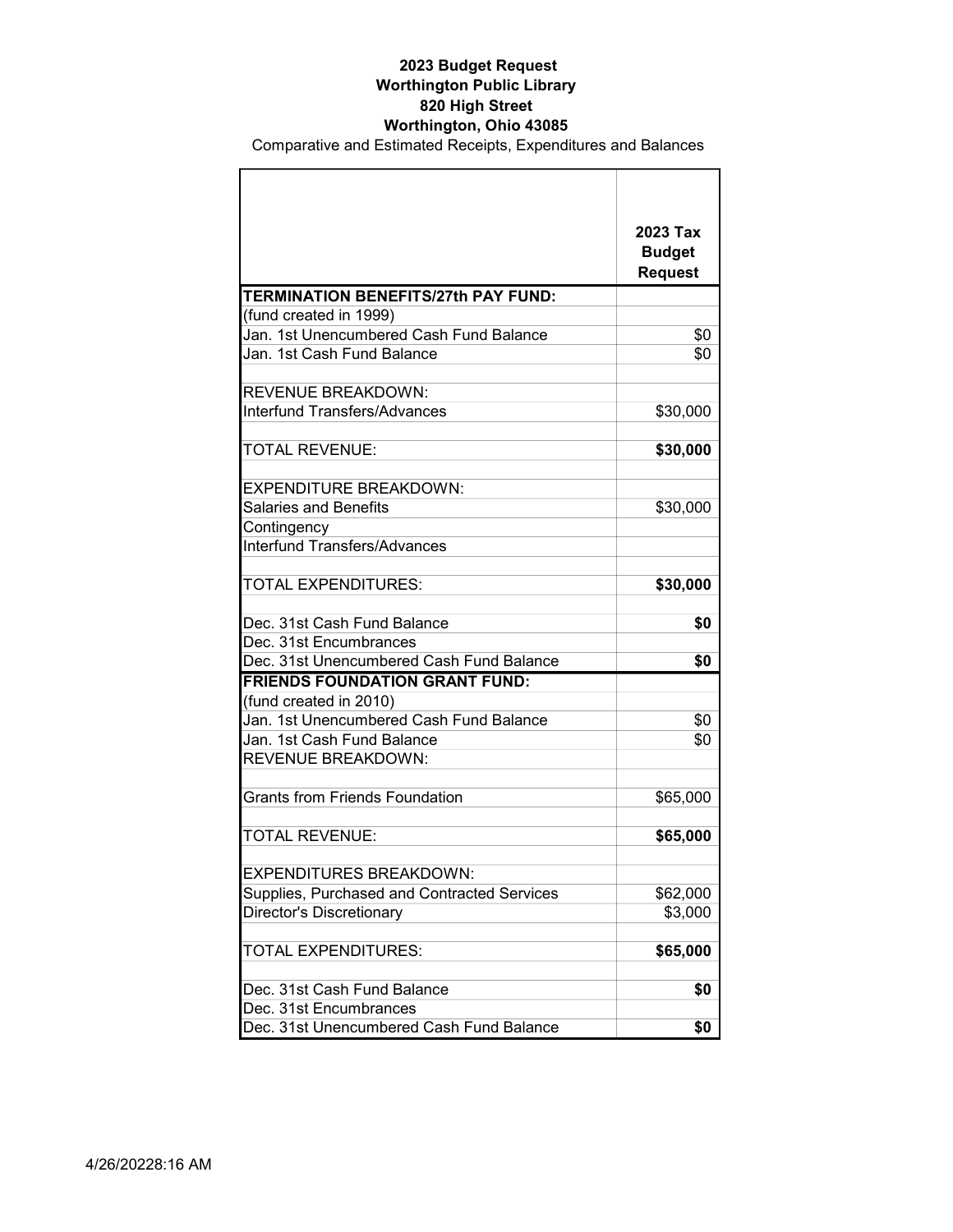**2023 Budget Request**
**Worthington Public Library**
**820 High Street**
**Worthington, Ohio 43085**

Comparative and Estimated Receipts, Expenditures and Balances

| | 2023 Tax Budget Request |
|---|---|
| **TERMINATION BENEFITS/27th PAY FUND:** | |
| (fund created in 1999) | |
| Jan. 1st Unencumbered Cash Fund Balance | $0 |
| Jan. 1st Cash Fund Balance | $0 |
| | |
| REVENUE BREAKDOWN: | |
| Interfund Transfers/Advances | $30,000 |
| | |
| TOTAL REVENUE: | **$30,000** |
| | |
| EXPENDITURE BREAKDOWN: | |
| Salaries and Benefits | $30,000 |
| Contingency | |
| Interfund Transfers/Advances | |
| | |
| TOTAL EXPENDITURES: | **$30,000** |
| | |
| Dec. 31st Cash Fund Balance | **$0** |
| Dec. 31st Encumbrances | |
| Dec. 31st Unencumbered Cash Fund Balance | **$0** |
| **FRIENDS FOUNDATION GRANT FUND:** | |
| (fund created in 2010) | |
| Jan. 1st Unencumbered Cash Fund Balance | $0 |
| Jan. 1st Cash Fund Balance | $0 |
| REVENUE BREAKDOWN: | |
| | |
| Grants from Friends Foundation | $65,000 |
| | |
| TOTAL REVENUE: | **$65,000** |
| | |
| EXPENDITURES BREAKDOWN: | |
| Supplies, Purchased and Contracted Services | $62,000 |
| Director's Discretionary | $3,000 |
| | |
| TOTAL EXPENDITURES: | **$65,000** |
| | |
| Dec. 31st Cash Fund Balance | **$0** |
| Dec. 31st Encumbrances | |
| Dec. 31st Unencumbered Cash Fund Balance | **$0** |

4/26/20228:16 AM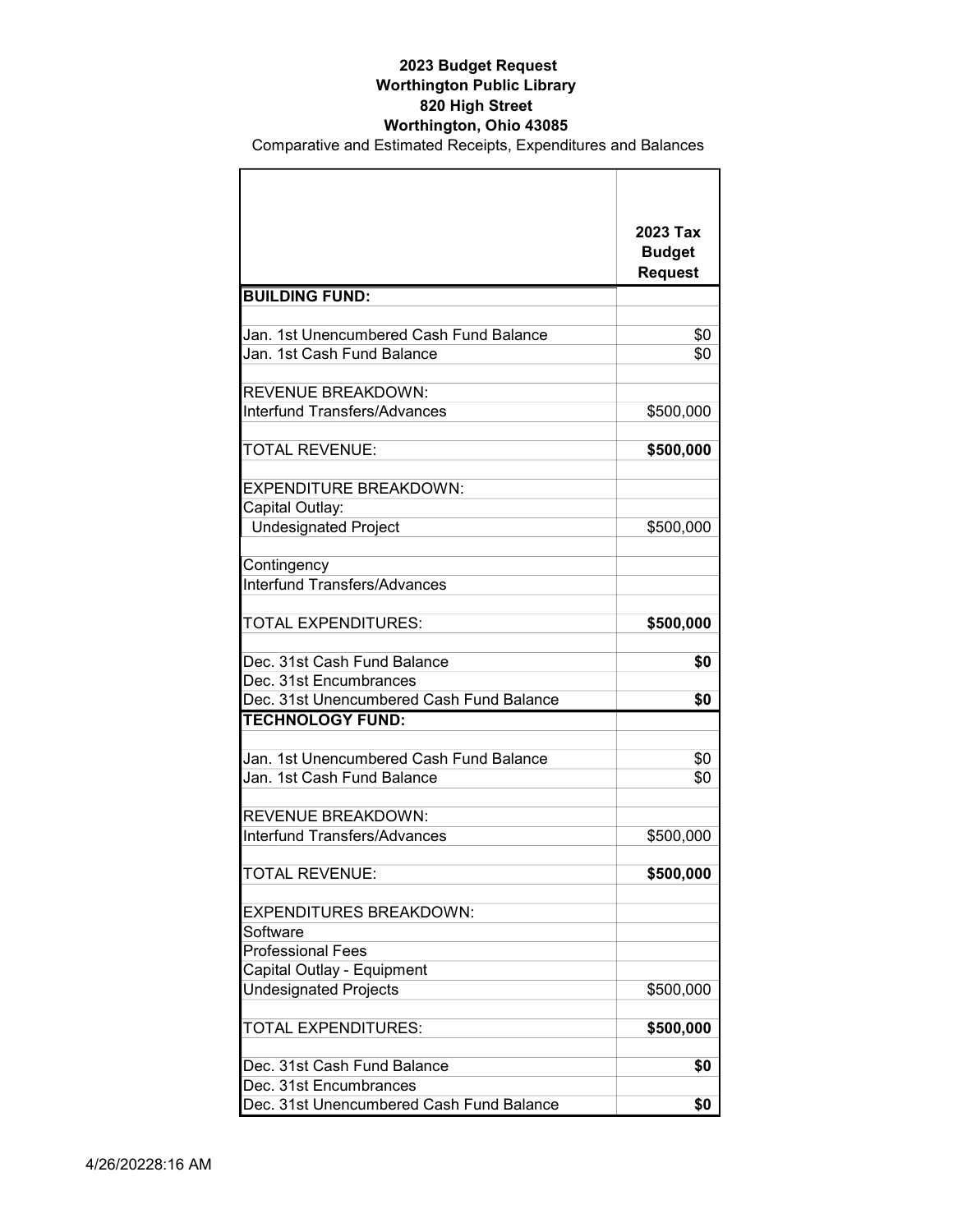**2023 Budget Request**
**Worthington Public Library**
**820 High Street**
**Worthington, Ohio 43085**

Comparative and Estimated Receipts, Expenditures and Balances

| | **2023 Tax Budget Request** |
|---|---:|
| **BUILDING FUND:** | |
| | |
| Jan. 1st Unencumbered Cash Fund Balance | $0 |
| Jan. 1st Cash Fund Balance | $0 |
| | |
| REVENUE BREAKDOWN: | |
| Interfund Transfers/Advances | $500,000 |
| | |
| TOTAL REVENUE: | **$500,000** |
| | |
| EXPENDITURE BREAKDOWN: | |
| Capital Outlay: | |
| Undesignated Project | $500,000 |
| | |
| Contingency | |
| Interfund Transfers/Advances | |
| | |
| TOTAL EXPENDITURES: | **$500,000** |
| | |
| Dec. 31st Cash Fund Balance | **$0** |
| Dec. 31st Encumbrances | |
| Dec. 31st Unencumbered Cash Fund Balance | **$0** |
| **TECHNOLOGY FUND:** | |
| | |
| Jan. 1st Unencumbered Cash Fund Balance | $0 |
| Jan. 1st Cash Fund Balance | $0 |
| | |
| REVENUE BREAKDOWN: | |
| Interfund Transfers/Advances | $500,000 |
| | |
| TOTAL REVENUE: | **$500,000** |
| | |
| EXPENDITURES BREAKDOWN: | |
| Software | |
| Professional Fees | |
| Capital Outlay - Equipment | |
| Undesignated Projects | $500,000 |
| | |
| TOTAL EXPENDITURES: | **$500,000** |
| | |
| Dec. 31st Cash Fund Balance | **$0** |
| Dec. 31st Encumbrances | |
| Dec. 31st Unencumbered Cash Fund Balance | **$0** |

4/26/20228:16 AM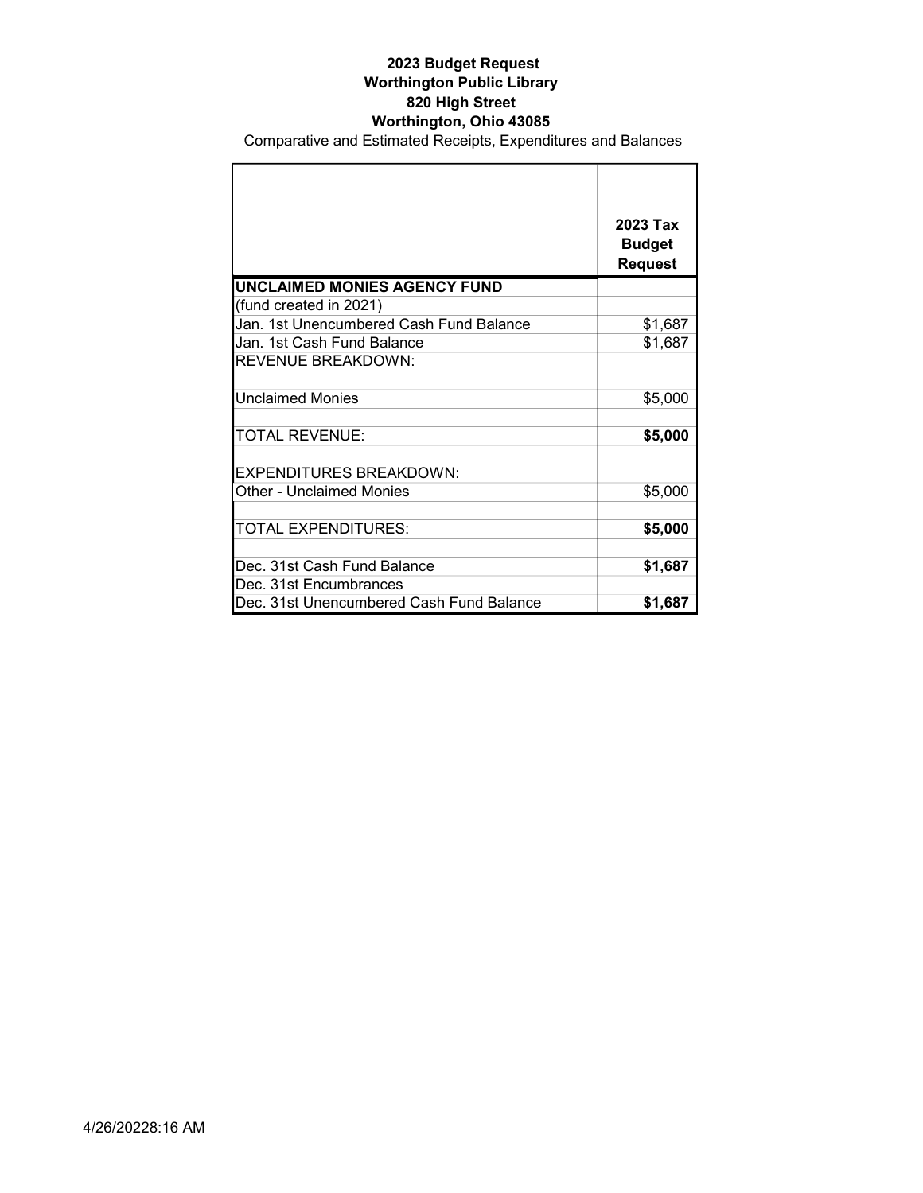**2023 Budget Request**
**Worthington Public Library**
**820 High Street**
**Worthington, Ohio 43085**

Comparative and Estimated Receipts, Expenditures and Balances

| | 2023 Tax Budget Request |
|---|---|
| **UNCLAIMED MONIES AGENCY FUND** | |
| (fund created in 2021) | |
| Jan. 1st Unencumbered Cash Fund Balance | $1,687 |
| Jan. 1st Cash Fund Balance | $1,687 |
| REVENUE BREAKDOWN: | |
| | |
| Unclaimed Monies | $5,000 |
| | |
| TOTAL REVENUE: | **$5,000** |
| | |
| EXPENDITURES BREAKDOWN: | |
| Other - Unclaimed Monies | $5,000 |
| | |
| TOTAL EXPENDITURES: | **$5,000** |
| | |
| Dec. 31st Cash Fund Balance | **$1,687** |
| Dec. 31st Encumbrances | |
| Dec. 31st Unencumbered Cash Fund Balance | **$1,687** |

4/26/20228:16 AM